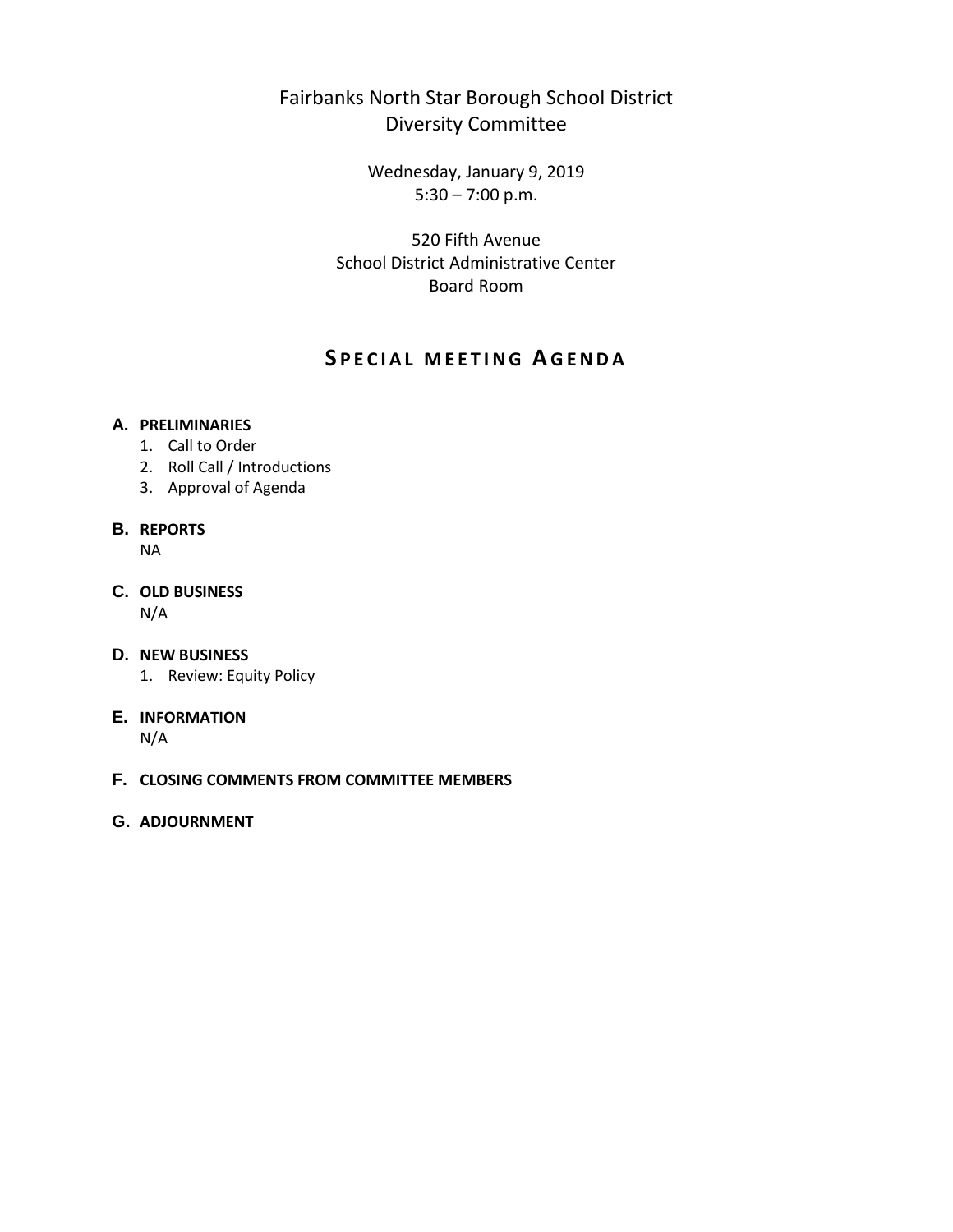# Fairbanks North Star Borough School District
## Diversity Committee

Wednesday, January 9, 2019
5:30 – 7:00 p.m.

520 Fifth Avenue
School District Administrative Center
Board Room

## SPECIAL MEETING AGENDA

**A. PRELIMINARIES**

1. Call to Order
2. Roll Call / Introductions
3. Approval of Agenda

**B. REPORTS**

NA

**C. OLD BUSINESS**

N/A

**D. NEW BUSINESS**

1. Review: Equity Policy

**E. INFORMATION**

N/A

**F. CLOSING COMMENTS FROM COMMITTEE MEMBERS**

**G. ADJOURNMENT**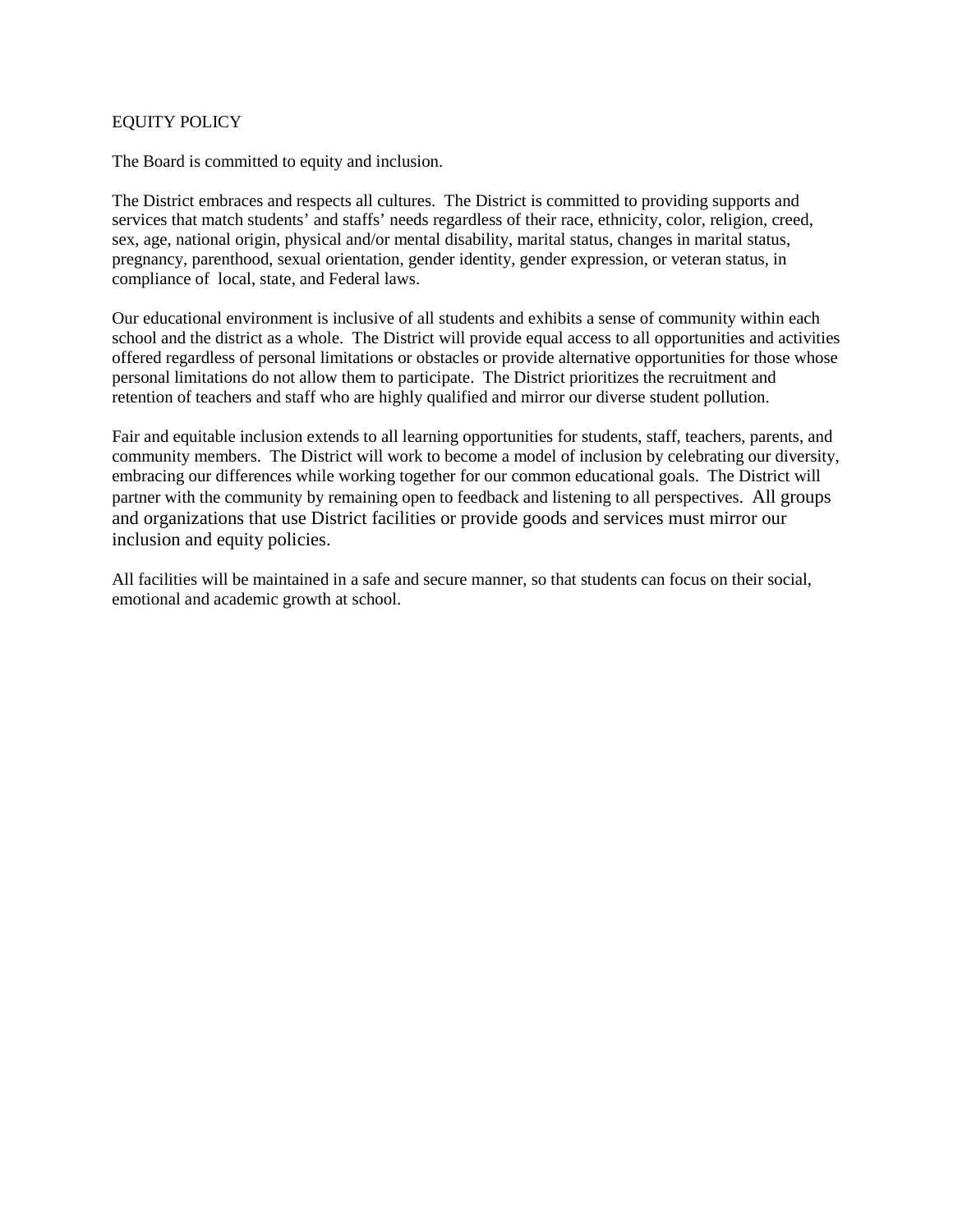EQUITY POLICY

The Board is committed to equity and inclusion.

The District embraces and respects all cultures. The District is committed to providing supports and services that match students' and staffs' needs regardless of their race, ethnicity, color, religion, creed, sex, age, national origin, physical and/or mental disability, marital status, changes in marital status, pregnancy, parenthood, sexual orientation, gender identity, gender expression, or veteran status, in compliance of local, state, and Federal laws.

Our educational environment is inclusive of all students and exhibits a sense of community within each school and the district as a whole. The District will provide equal access to all opportunities and activities offered regardless of personal limitations or obstacles or provide alternative opportunities for those whose personal limitations do not allow them to participate. The District prioritizes the recruitment and retention of teachers and staff who are highly qualified and mirror our diverse student pollution.

Fair and equitable inclusion extends to all learning opportunities for students, staff, teachers, parents, and community members. The District will work to become a model of inclusion by celebrating our diversity, embracing our differences while working together for our common educational goals. The District will partner with the community by remaining open to feedback and listening to all perspectives. All groups and organizations that use District facilities or provide goods and services must mirror our inclusion and equity policies.

All facilities will be maintained in a safe and secure manner, so that students can focus on their social, emotional and academic growth at school.